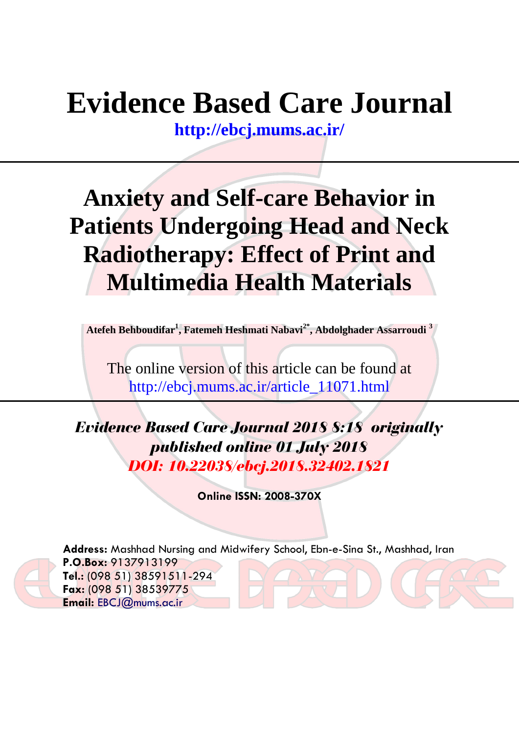# Evidence Based Care Journal

**http://ebcj.mums.ac.ir/**

# Anxiety and Self-care Behavior in Patients Undergoing Head and Neck Radiotherapy: Effect of Print and Multimedia Health Materials

**Atefeh Behboudifar[1], Fatemeh Heshmati Nabavi[2*], Abdolghader Assarroudi [3]**

The online version of this article can be found at
http://ebcj.mums.ac.ir/article_11071.html

***Evidence Based Care Journal 2018 8:18 originally published online 01 July 2018***

***DOI: 10.22038/ebcj.2018.32402.1821***

**Online ISSN: 2008-370X**

**Address:** Mashhad Nursing and Midwifery School, Ebn-e-Sina St., Mashhad, Iran
**P.O.Box:** 9137913199
**Tel.:** (098 51) 38591511-294
**Fax:** (098 51) 38539775
**Email:** EBCJ@mums.ac.ir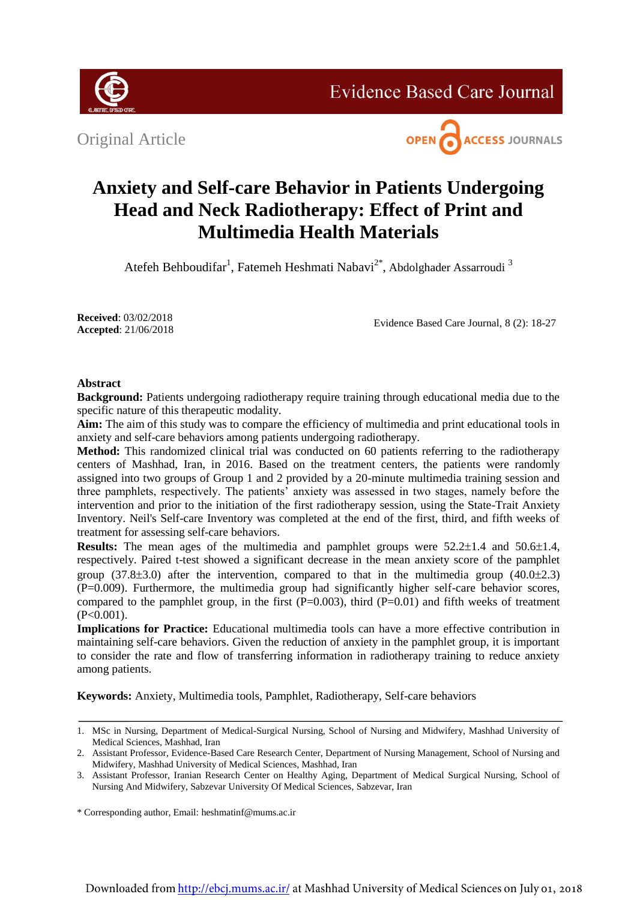Original Article

# Anxiety and Self-care Behavior in Patients Undergoing Head and Neck Radiotherapy: Effect of Print and Multimedia Health Materials

Atefeh Behboudifar[1], Fatemeh Heshmati Nabavi[2*], Abdolghader Assarroudi [3]

**Received**: 03/02/2018
**Accepted**: 21/06/2018

Evidence Based Care Journal, 8 (2): 18-27

## Abstract

**Background:** Patients undergoing radiotherapy require training through educational media due to the specific nature of this therapeutic modality.

**Aim:** The aim of this study was to compare the efficiency of multimedia and print educational tools in anxiety and self-care behaviors among patients undergoing radiotherapy.

**Method:** This randomized clinical trial was conducted on 60 patients referring to the radiotherapy centers of Mashhad, Iran, in 2016. Based on the treatment centers, the patients were randomly assigned into two groups of Group 1 and 2 provided by a 20-minute multimedia training session and three pamphlets, respectively. The patients' anxiety was assessed in two stages, namely before the intervention and prior to the initiation of the first radiotherapy session, using the State-Trait Anxiety Inventory. Neil's Self-care Inventory was completed at the end of the first, third, and fifth weeks of treatment for assessing self-care behaviors.

**Results:** The mean ages of the multimedia and pamphlet groups were 52.2±1.4 and 50.6±1.4, respectively. Paired t-test showed a significant decrease in the mean anxiety score of the pamphlet group (37.8±3.0) after the intervention, compared to that in the multimedia group (40.0±2.3) (P=0.009). Furthermore, the multimedia group had significantly higher self-care behavior scores, compared to the pamphlet group, in the first (P=0.003), third (P=0.01) and fifth weeks of treatment (P<0.001).

**Implications for Practice:** Educational multimedia tools can have a more effective contribution in maintaining self-care behaviors. Given the reduction of anxiety in the pamphlet group, it is important to consider the rate and flow of transferring information in radiotherapy training to reduce anxiety among patients.

**Keywords:** Anxiety, Multimedia tools, Pamphlet, Radiotherapy, Self-care behaviors

---

1. MSc in Nursing, Department of Medical-Surgical Nursing, School of Nursing and Midwifery, Mashhad University of Medical Sciences, Mashhad, Iran
2. Assistant Professor, Evidence-Based Care Research Center, Department of Nursing Management, School of Nursing and Midwifery, Mashhad University of Medical Sciences, Mashhad, Iran
3. Assistant Professor, Iranian Research Center on Healthy Aging, Department of Medical Surgical Nursing, School of Nursing And Midwifery, Sabzevar University Of Medical Sciences, Sabzevar, Iran

\* Corresponding author, Email: heshmatinf@mums.ac.ir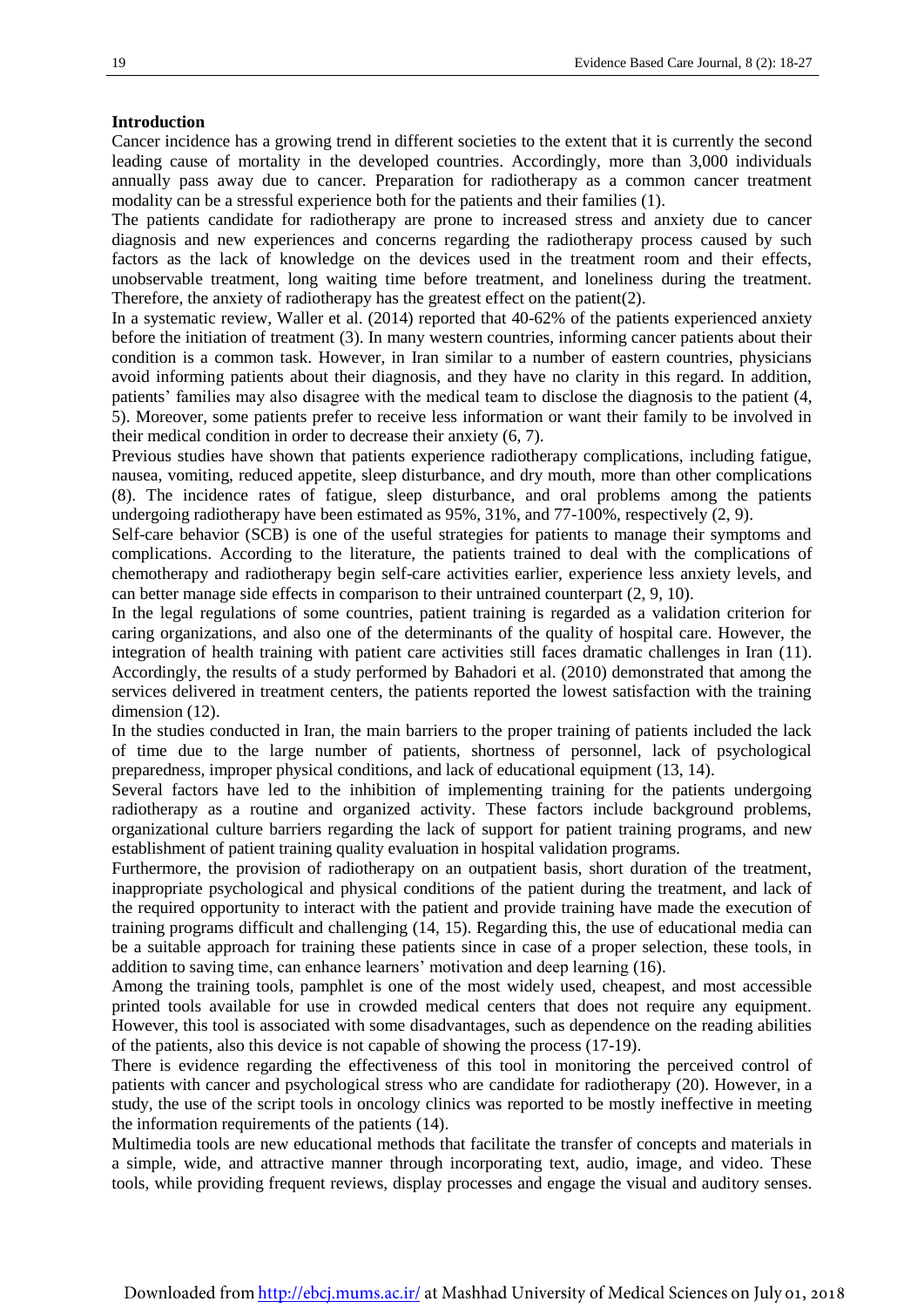## Introduction

Cancer incidence has a growing trend in different societies to the extent that it is currently the second leading cause of mortality in the developed countries. Accordingly, more than 3,000 individuals annually pass away due to cancer. Preparation for radiotherapy as a common cancer treatment modality can be a stressful experience both for the patients and their families (1).

The patients candidate for radiotherapy are prone to increased stress and anxiety due to cancer diagnosis and new experiences and concerns regarding the radiotherapy process caused by such factors as the lack of knowledge on the devices used in the treatment room and their effects, unobservable treatment, long waiting time before treatment, and loneliness during the treatment. Therefore, the anxiety of radiotherapy has the greatest effect on the patient(2).

In a systematic review, Waller et al. (2014) reported that 40-62% of the patients experienced anxiety before the initiation of treatment (3). In many western countries, informing cancer patients about their condition is a common task. However, in Iran similar to a number of eastern countries, physicians avoid informing patients about their diagnosis, and they have no clarity in this regard. In addition, patients' families may also disagree with the medical team to disclose the diagnosis to the patient (4, 5). Moreover, some patients prefer to receive less information or want their family to be involved in their medical condition in order to decrease their anxiety (6, 7).

Previous studies have shown that patients experience radiotherapy complications, including fatigue, nausea, vomiting, reduced appetite, sleep disturbance, and dry mouth, more than other complications (8). The incidence rates of fatigue, sleep disturbance, and oral problems among the patients undergoing radiotherapy have been estimated as 95%, 31%, and 77-100%, respectively (2, 9).

Self-care behavior (SCB) is one of the useful strategies for patients to manage their symptoms and complications. According to the literature, the patients trained to deal with the complications of chemotherapy and radiotherapy begin self-care activities earlier, experience less anxiety levels, and can better manage side effects in comparison to their untrained counterpart (2, 9, 10).

In the legal regulations of some countries, patient training is regarded as a validation criterion for caring organizations, and also one of the determinants of the quality of hospital care. However, the integration of health training with patient care activities still faces dramatic challenges in Iran (11). Accordingly, the results of a study performed by Bahadori et al. (2010) demonstrated that among the services delivered in treatment centers, the patients reported the lowest satisfaction with the training dimension (12).

In the studies conducted in Iran, the main barriers to the proper training of patients included the lack of time due to the large number of patients, shortness of personnel, lack of psychological preparedness, improper physical conditions, and lack of educational equipment (13, 14).

Several factors have led to the inhibition of implementing training for the patients undergoing radiotherapy as a routine and organized activity. These factors include background problems, organizational culture barriers regarding the lack of support for patient training programs, and new establishment of patient training quality evaluation in hospital validation programs.

Furthermore, the provision of radiotherapy on an outpatient basis, short duration of the treatment, inappropriate psychological and physical conditions of the patient during the treatment, and lack of the required opportunity to interact with the patient and provide training have made the execution of training programs difficult and challenging (14, 15). Regarding this, the use of educational media can be a suitable approach for training these patients since in case of a proper selection, these tools, in addition to saving time, can enhance learners' motivation and deep learning (16).

Among the training tools, pamphlet is one of the most widely used, cheapest, and most accessible printed tools available for use in crowded medical centers that does not require any equipment. However, this tool is associated with some disadvantages, such as dependence on the reading abilities of the patients, also this device is not capable of showing the process (17-19).

There is evidence regarding the effectiveness of this tool in monitoring the perceived control of patients with cancer and psychological stress who are candidate for radiotherapy (20). However, in a study, the use of the script tools in oncology clinics was reported to be mostly ineffective in meeting the information requirements of the patients (14).

Multimedia tools are new educational methods that facilitate the transfer of concepts and materials in a simple, wide, and attractive manner through incorporating text, audio, image, and video. These tools, while providing frequent reviews, display processes and engage the visual and auditory senses.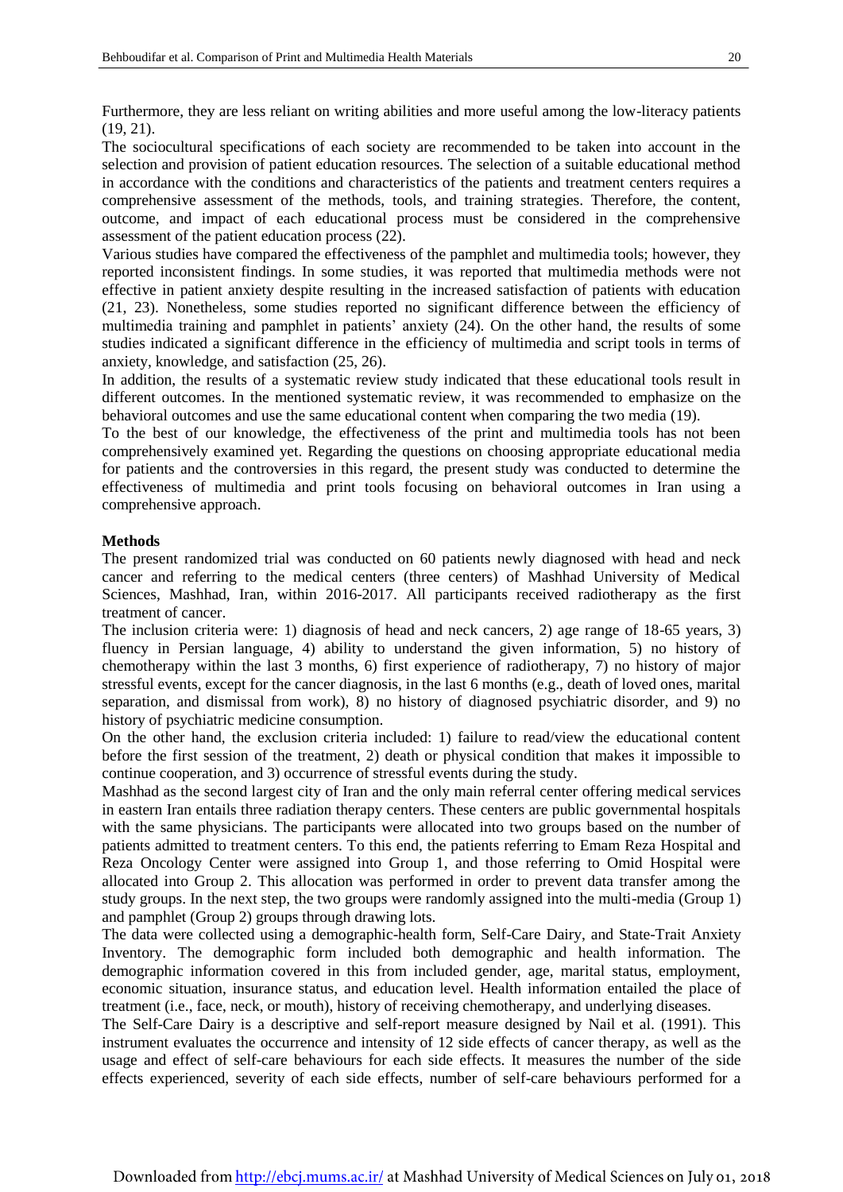Furthermore, they are less reliant on writing abilities and more useful among the low-literacy patients (19, 21).

The sociocultural specifications of each society are recommended to be taken into account in the selection and provision of patient education resources. The selection of a suitable educational method in accordance with the conditions and characteristics of the patients and treatment centers requires a comprehensive assessment of the methods, tools, and training strategies. Therefore, the content, outcome, and impact of each educational process must be considered in the comprehensive assessment of the patient education process (22).

Various studies have compared the effectiveness of the pamphlet and multimedia tools; however, they reported inconsistent findings. In some studies, it was reported that multimedia methods were not effective in patient anxiety despite resulting in the increased satisfaction of patients with education (21, 23). Nonetheless, some studies reported no significant difference between the efficiency of multimedia training and pamphlet in patients' anxiety (24). On the other hand, the results of some studies indicated a significant difference in the efficiency of multimedia and script tools in terms of anxiety, knowledge, and satisfaction (25, 26).

In addition, the results of a systematic review study indicated that these educational tools result in different outcomes. In the mentioned systematic review, it was recommended to emphasize on the behavioral outcomes and use the same educational content when comparing the two media (19).

To the best of our knowledge, the effectiveness of the print and multimedia tools has not been comprehensively examined yet. Regarding the questions on choosing appropriate educational media for patients and the controversies in this regard, the present study was conducted to determine the effectiveness of multimedia and print tools focusing on behavioral outcomes in Iran using a comprehensive approach.

**Methods**

The present randomized trial was conducted on 60 patients newly diagnosed with head and neck cancer and referring to the medical centers (three centers) of Mashhad University of Medical Sciences, Mashhad, Iran, within 2016-2017. All participants received radiotherapy as the first treatment of cancer.

The inclusion criteria were: 1) diagnosis of head and neck cancers, 2) age range of 18-65 years, 3) fluency in Persian language, 4) ability to understand the given information, 5) no history of chemotherapy within the last 3 months, 6) first experience of radiotherapy, 7) no history of major stressful events, except for the cancer diagnosis, in the last 6 months (e.g., death of loved ones, marital separation, and dismissal from work), 8) no history of diagnosed psychiatric disorder, and 9) no history of psychiatric medicine consumption.

On the other hand, the exclusion criteria included: 1) failure to read/view the educational content before the first session of the treatment, 2) death or physical condition that makes it impossible to continue cooperation, and 3) occurrence of stressful events during the study.

Mashhad as the second largest city of Iran and the only main referral center offering medical services in eastern Iran entails three radiation therapy centers. These centers are public governmental hospitals with the same physicians. The participants were allocated into two groups based on the number of patients admitted to treatment centers. To this end, the patients referring to Emam Reza Hospital and Reza Oncology Center were assigned into Group 1, and those referring to Omid Hospital were allocated into Group 2. This allocation was performed in order to prevent data transfer among the study groups. In the next step, the two groups were randomly assigned into the multi-media (Group 1) and pamphlet (Group 2) groups through drawing lots.

The data were collected using a demographic-health form, Self-Care Dairy, and State-Trait Anxiety Inventory. The demographic form included both demographic and health information. The demographic information covered in this from included gender, age, marital status, employment, economic situation, insurance status, and education level. Health information entailed the place of treatment (i.e., face, neck, or mouth), history of receiving chemotherapy, and underlying diseases.

The Self-Care Dairy is a descriptive and self-report measure designed by Nail et al. (1991). This instrument evaluates the occurrence and intensity of 12 side effects of cancer therapy, as well as the usage and effect of self-care behaviours for each side effects. It measures the number of the side effects experienced, severity of each side effects, number of self-care behaviours performed for a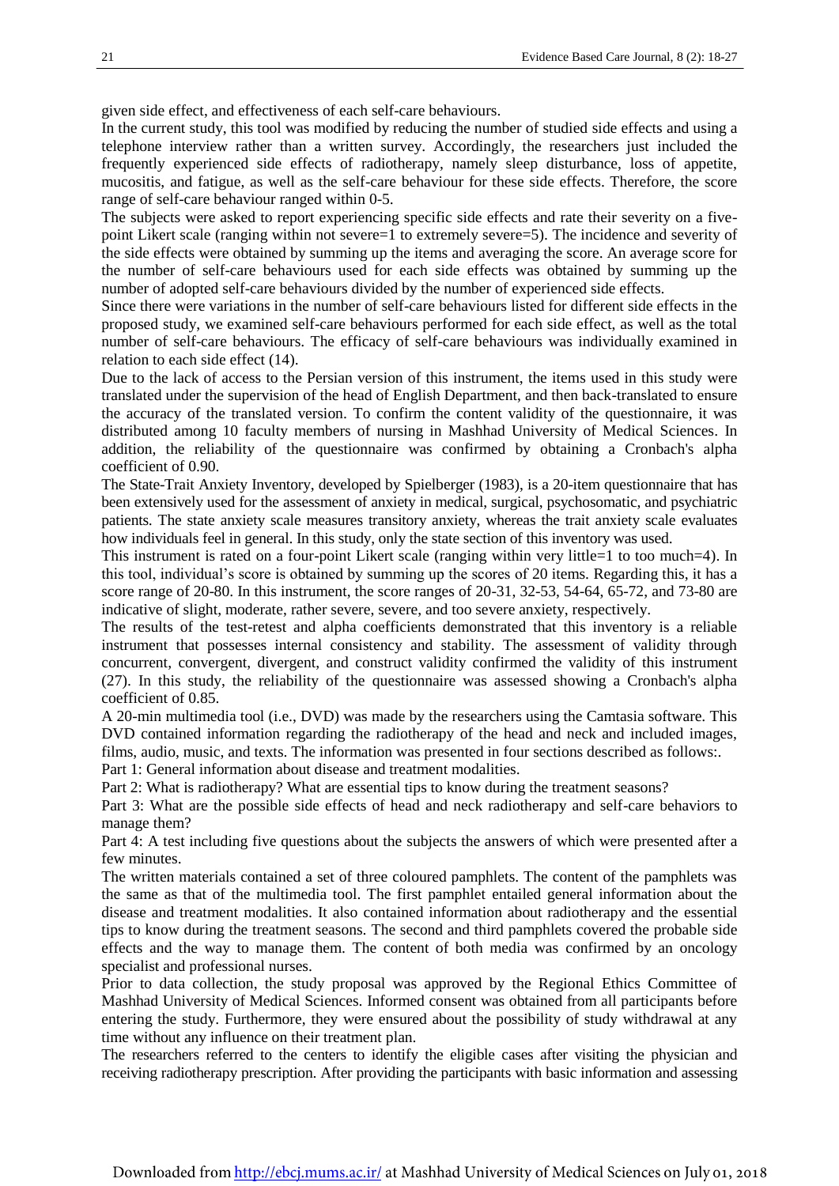given side effect, and effectiveness of each self-care behaviours.

In the current study, this tool was modified by reducing the number of studied side effects and using a telephone interview rather than a written survey. Accordingly, the researchers just included the frequently experienced side effects of radiotherapy, namely sleep disturbance, loss of appetite, mucositis, and fatigue, as well as the self-care behaviour for these side effects. Therefore, the score range of self-care behaviour ranged within 0-5.

The subjects were asked to report experiencing specific side effects and rate their severity on a five-point Likert scale (ranging within not severe=1 to extremely severe=5). The incidence and severity of the side effects were obtained by summing up the items and averaging the score. An average score for the number of self-care behaviours used for each side effects was obtained by summing up the number of adopted self-care behaviours divided by the number of experienced side effects.

Since there were variations in the number of self-care behaviours listed for different side effects in the proposed study, we examined self-care behaviours performed for each side effect, as well as the total number of self-care behaviours. The efficacy of self-care behaviours was individually examined in relation to each side effect (14).

Due to the lack of access to the Persian version of this instrument, the items used in this study were translated under the supervision of the head of English Department, and then back-translated to ensure the accuracy of the translated version. To confirm the content validity of the questionnaire, it was distributed among 10 faculty members of nursing in Mashhad University of Medical Sciences. In addition, the reliability of the questionnaire was confirmed by obtaining a Cronbach's alpha coefficient of 0.90.

The State-Trait Anxiety Inventory, developed by Spielberger (1983), is a 20-item questionnaire that has been extensively used for the assessment of anxiety in medical, surgical, psychosomatic, and psychiatric patients. The state anxiety scale measures transitory anxiety, whereas the trait anxiety scale evaluates how individuals feel in general. In this study, only the state section of this inventory was used.

This instrument is rated on a four-point Likert scale (ranging within very little=1 to too much=4). In this tool, individual's score is obtained by summing up the scores of 20 items. Regarding this, it has a score range of 20-80. In this instrument, the score ranges of 20-31, 32-53, 54-64, 65-72, and 73-80 are indicative of slight, moderate, rather severe, severe, and too severe anxiety, respectively.

The results of the test-retest and alpha coefficients demonstrated that this inventory is a reliable instrument that possesses internal consistency and stability. The assessment of validity through concurrent, convergent, divergent, and construct validity confirmed the validity of this instrument (27). In this study, the reliability of the questionnaire was assessed showing a Cronbach's alpha coefficient of 0.85.

A 20-min multimedia tool (i.e., DVD) was made by the researchers using the Camtasia software. This DVD contained information regarding the radiotherapy of the head and neck and included images, films, audio, music, and texts. The information was presented in four sections described as follows:.

Part 1: General information about disease and treatment modalities.

Part 2: What is radiotherapy? What are essential tips to know during the treatment seasons?

Part 3: What are the possible side effects of head and neck radiotherapy and self-care behaviors to manage them?

Part 4: A test including five questions about the subjects the answers of which were presented after a few minutes.

The written materials contained a set of three coloured pamphlets. The content of the pamphlets was the same as that of the multimedia tool. The first pamphlet entailed general information about the disease and treatment modalities. It also contained information about radiotherapy and the essential tips to know during the treatment seasons. The second and third pamphlets covered the probable side effects and the way to manage them. The content of both media was confirmed by an oncology specialist and professional nurses.

Prior to data collection, the study proposal was approved by the Regional Ethics Committee of Mashhad University of Medical Sciences. Informed consent was obtained from all participants before entering the study. Furthermore, they were ensured about the possibility of study withdrawal at any time without any influence on their treatment plan.

The researchers referred to the centers to identify the eligible cases after visiting the physician and receiving radiotherapy prescription. After providing the participants with basic information and assessing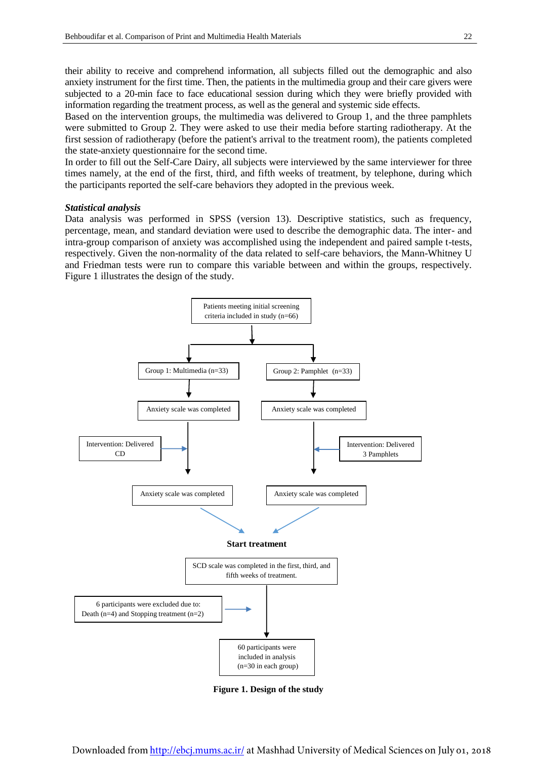their ability to receive and comprehend information, all subjects filled out the demographic and also anxiety instrument for the first time. Then, the patients in the multimedia group and their care givers were subjected to a 20-min face to face educational session during which they were briefly provided with information regarding the treatment process, as well as the general and systemic side effects.

Based on the intervention groups, the multimedia was delivered to Group 1, and the three pamphlets were submitted to Group 2. They were asked to use their media before starting radiotherapy. At the first session of radiotherapy (before the patient's arrival to the treatment room), the patients completed the state-anxiety questionnaire for the second time.

In order to fill out the Self-Care Dairy, all subjects were interviewed by the same interviewer for three times namely, at the end of the first, third, and fifth weeks of treatment, by telephone, during which the participants reported the self-care behaviors they adopted in the previous week.

***Statistical analysis***

Data analysis was performed in SPSS (version 13). Descriptive statistics, such as frequency, percentage, mean, and standard deviation were used to describe the demographic data. The inter- and intra-group comparison of anxiety was accomplished using the independent and paired sample t-tests, respectively. Given the non-normality of the data related to self-care behaviors, the Mann-Whitney U and Friedman tests were run to compare this variable between and within the groups, respectively. Figure 1 illustrates the design of the study.

Patients meeting initial screening criteria included in study (n=66)

Group 1: Multimedia (n=33)

Group 2: Pamphlet (n=33)

Anxiety scale was completed

Anxiety scale was completed

Intervention: Delivered CD

Intervention: Delivered 3 Pamphlets

Anxiety scale was completed

Anxiety scale was completed

**Start treatment**

SCD scale was completed in the first, third, and fifth weeks of treatment.

6 participants were excluded due to: Death (n=4) and Stopping treatment (n=2)

60 participants were included in analysis (n=30 in each group)

**Figure 1. Design of the study**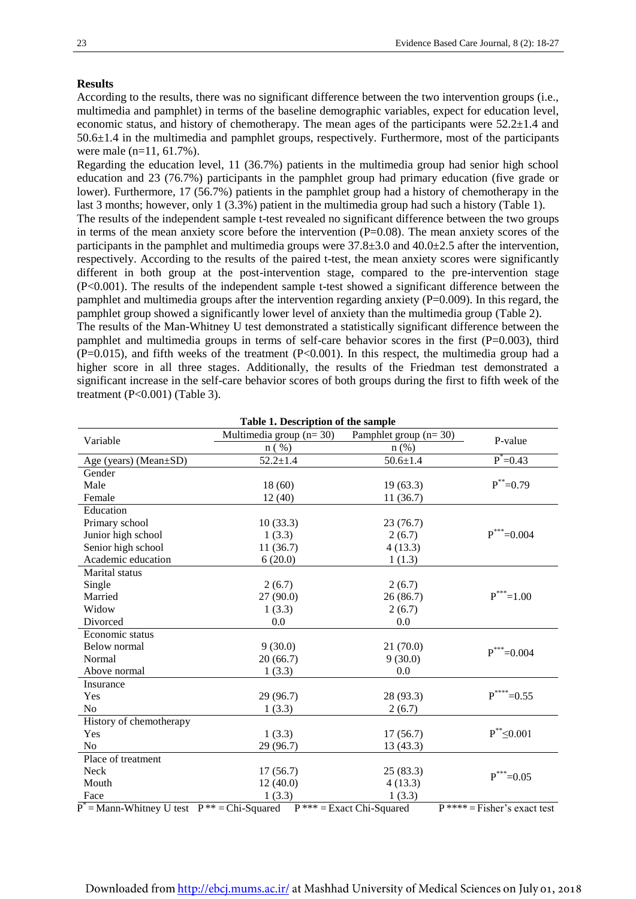## Results

According to the results, there was no significant difference between the two intervention groups (i.e., multimedia and pamphlet) in terms of the baseline demographic variables, expect for education level, economic status, and history of chemotherapy. The mean ages of the participants were 52.2±1.4 and 50.6±1.4 in the multimedia and pamphlet groups, respectively. Furthermore, most of the participants were male (n=11, 61.7%).

Regarding the education level, 11 (36.7%) patients in the multimedia group had senior high school education and 23 (76.7%) participants in the pamphlet group had primary education (five grade or lower). Furthermore, 17 (56.7%) patients in the pamphlet group had a history of chemotherapy in the last 3 months; however, only 1 (3.3%) patient in the multimedia group had such a history (Table 1).

The results of the independent sample t-test revealed no significant difference between the two groups in terms of the mean anxiety score before the intervention (P=0.08). The mean anxiety scores of the participants in the pamphlet and multimedia groups were 37.8±3.0 and 40.0±2.5 after the intervention, respectively. According to the results of the paired t-test, the mean anxiety scores were significantly different in both group at the post-intervention stage, compared to the pre-intervention stage (P<0.001). The results of the independent sample t-test showed a significant difference between the pamphlet and multimedia groups after the intervention regarding anxiety (P=0.009). In this regard, the pamphlet group showed a significantly lower level of anxiety than the multimedia group (Table 2).

The results of the Man-Whitney U test demonstrated a statistically significant difference between the pamphlet and multimedia groups in terms of self-care behavior scores in the first (P=0.003), third (P=0.015), and fifth weeks of the treatment (P<0.001). In this respect, the multimedia group had a higher score in all three stages. Additionally, the results of the Friedman test demonstrated a significant increase in the self-care behavior scores of both groups during the first to fifth week of the treatment (P<0.001) (Table 3).

**Table 1. Description of the sample**

| Variable | Multimedia group (n= 30) | Pamphlet group (n= 30) | P-value |
|---|---|---|---|
| | n ( %) | n (%) | |
| Age (years) (Mean±SD) | 52.2±1.4 | 50.6±1.4 | P* =0.43 |
| Gender | | | |
| Male | 18 (60) | 19 (63.3) | P** =0.79 |
| Female | 12 (40) | 11 (36.7) | |
| Education | | | |
| Primary school | 10 (33.3) | 23 (76.7) | P*** =0.004 |
| Junior high school | 1 (3.3) | 2 (6.7) | |
| Senior high school | 11 (36.7) | 4 (13.3) | |
| Academic education | 6 (20.0) | 1 (1.3) | |
| Marital status | | | |
| Single | 2 (6.7) | 2 (6.7) | P*** =1.00 |
| Married | 27 (90.0) | 26 (86.7) | |
| Widow | 1 (3.3) | 2 (6.7) | |
| Divorced | 0.0 | 0.0 | |
| Economic status | | | |
| Below normal | 9 (30.0) | 21 (70.0) | P*** =0.004 |
| Normal | 20 (66.7) | 9 (30.0) | |
| Above normal | 1 (3.3) | 0.0 | |
| Insurance | | | |
| Yes | 29 (96.7) | 28 (93.3) | P**** =0.55 |
| No | 1 (3.3) | 2 (6.7) | |
| History of chemotherapy | | | |
| Yes | 1 (3.3) | 17 (56.7) | P** ≤0.001 |
| No | 29 (96.7) | 13 (43.3) | |
| Place of treatment | | | |
| Neck | 17 (56.7) | 25 (83.3) | P*** =0.05 |
| Mouth | 12 (40.0) | 4 (13.3) | |
| Face | 1 (3.3) | 1 (3.3) | |

P* = Mann-Whitney U test  P ** = Chi-Squared  P *** = Exact Chi-Squared  P **** = Fisher's exact test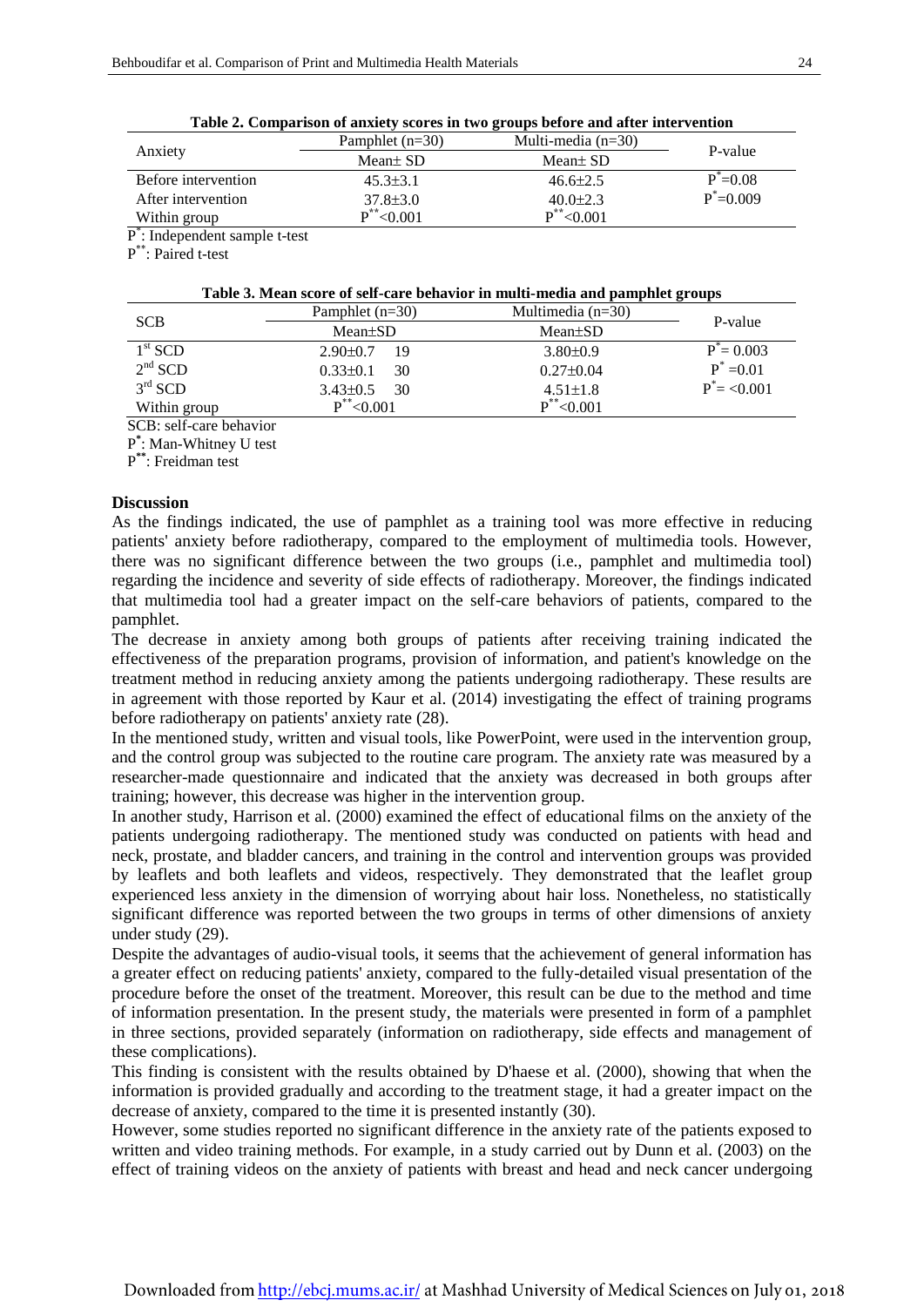**Table 2. Comparison of anxiety scores in two groups before and after intervention**

| Anxiety | Pamphlet (n=30) | Multi-media (n=30) | P-value |
|---|---|---|---|
| | Mean± SD | Mean± SD | |
| Before intervention | 45.3±3.1 | 46.6±2.5 | P*=0.08 |
| After intervention | 37.8±3.0 | 40.0±2.3 | P*=0.009 |
| Within group | P**<0.001 | P**<0.001 | |

P*: Independent sample t-test
P**: Paired t-test

**Table 3. Mean score of self-care behavior in multi-media and pamphlet groups**

| SCB | Pamphlet (n=30) | Multimedia (n=30) | P-value |
|---|---|---|---|
| | Mean±SD | Mean±SD | |
| 1st SCD | 2.90±0.7 19 | 3.80±0.9 | P*= 0.003 |
| 2nd SCD | 0.33±0.1 30 | 0.27±0.04 | P* =0.01 |
| 3rd SCD | 3.43±0.5 30 | 4.51±1.8 | P*= <0.001 |
| Within group | P**<0.001 | P**<0.001 | |

SCB: self-care behavior
P*: Man-Whitney U test
P**: Freidman test

## Discussion

As the findings indicated, the use of pamphlet as a training tool was more effective in reducing patients' anxiety before radiotherapy, compared to the employment of multimedia tools. However, there was no significant difference between the two groups (i.e., pamphlet and multimedia tool) regarding the incidence and severity of side effects of radiotherapy. Moreover, the findings indicated that multimedia tool had a greater impact on the self-care behaviors of patients, compared to the pamphlet.

The decrease in anxiety among both groups of patients after receiving training indicated the effectiveness of the preparation programs, provision of information, and patient's knowledge on the treatment method in reducing anxiety among the patients undergoing radiotherapy. These results are in agreement with those reported by Kaur et al. (2014) investigating the effect of training programs before radiotherapy on patients' anxiety rate (28).

In the mentioned study, written and visual tools, like PowerPoint, were used in the intervention group, and the control group was subjected to the routine care program. The anxiety rate was measured by a researcher-made questionnaire and indicated that the anxiety was decreased in both groups after training; however, this decrease was higher in the intervention group.

In another study, Harrison et al. (2000) examined the effect of educational films on the anxiety of the patients undergoing radiotherapy. The mentioned study was conducted on patients with head and neck, prostate, and bladder cancers, and training in the control and intervention groups was provided by leaflets and both leaflets and videos, respectively. They demonstrated that the leaflet group experienced less anxiety in the dimension of worrying about hair loss. Nonetheless, no statistically significant difference was reported between the two groups in terms of other dimensions of anxiety under study (29).

Despite the advantages of audio-visual tools, it seems that the achievement of general information has a greater effect on reducing patients' anxiety, compared to the fully-detailed visual presentation of the procedure before the onset of the treatment. Moreover, this result can be due to the method and time of information presentation. In the present study, the materials were presented in form of a pamphlet in three sections, provided separately (information on radiotherapy, side effects and management of these complications).

This finding is consistent with the results obtained by D'haese et al. (2000), showing that when the information is provided gradually and according to the treatment stage, it had a greater impact on the decrease of anxiety, compared to the time it is presented instantly (30).

However, some studies reported no significant difference in the anxiety rate of the patients exposed to written and video training methods. For example, in a study carried out by Dunn et al. (2003) on the effect of training videos on the anxiety of patients with breast and head and neck cancer undergoing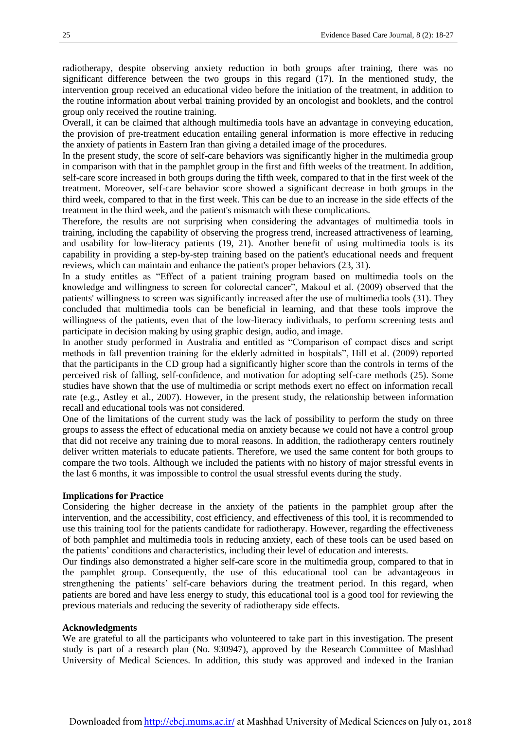radiotherapy, despite observing anxiety reduction in both groups after training, there was no significant difference between the two groups in this regard (17). In the mentioned study, the intervention group received an educational video before the initiation of the treatment, in addition to the routine information about verbal training provided by an oncologist and booklets, and the control group only received the routine training.

Overall, it can be claimed that although multimedia tools have an advantage in conveying education, the provision of pre-treatment education entailing general information is more effective in reducing the anxiety of patients in Eastern Iran than giving a detailed image of the procedures.

In the present study, the score of self-care behaviors was significantly higher in the multimedia group in comparison with that in the pamphlet group in the first and fifth weeks of the treatment. In addition, self-care score increased in both groups during the fifth week, compared to that in the first week of the treatment. Moreover, self-care behavior score showed a significant decrease in both groups in the third week, compared to that in the first week. This can be due to an increase in the side effects of the treatment in the third week, and the patient's mismatch with these complications.

Therefore, the results are not surprising when considering the advantages of multimedia tools in training, including the capability of observing the progress trend, increased attractiveness of learning, and usability for low-literacy patients (19, 21). Another benefit of using multimedia tools is its capability in providing a step-by-step training based on the patient's educational needs and frequent reviews, which can maintain and enhance the patient's proper behaviors (23, 31).

In a study entitles as "Effect of a patient training program based on multimedia tools on the knowledge and willingness to screen for colorectal cancer", Makoul et al. (2009) observed that the patients' willingness to screen was significantly increased after the use of multimedia tools (31). They concluded that multimedia tools can be beneficial in learning, and that these tools improve the willingness of the patients, even that of the low-literacy individuals, to perform screening tests and participate in decision making by using graphic design, audio, and image.

In another study performed in Australia and entitled as "Comparison of compact discs and script methods in fall prevention training for the elderly admitted in hospitals", Hill et al. (2009) reported that the participants in the CD group had a significantly higher score than the controls in terms of the perceived risk of falling, self-confidence, and motivation for adopting self-care methods (25). Some studies have shown that the use of multimedia or script methods exert no effect on information recall rate (e.g., Astley et al., 2007). However, in the present study, the relationship between information recall and educational tools was not considered.

One of the limitations of the current study was the lack of possibility to perform the study on three groups to assess the effect of educational media on anxiety because we could not have a control group that did not receive any training due to moral reasons. In addition, the radiotherapy centers routinely deliver written materials to educate patients. Therefore, we used the same content for both groups to compare the two tools. Although we included the patients with no history of major stressful events in the last 6 months, it was impossible to control the usual stressful events during the study.

## Implications for Practice

Considering the higher decrease in the anxiety of the patients in the pamphlet group after the intervention, and the accessibility, cost efficiency, and effectiveness of this tool, it is recommended to use this training tool for the patients candidate for radiotherapy. However, regarding the effectiveness of both pamphlet and multimedia tools in reducing anxiety, each of these tools can be used based on the patients' conditions and characteristics, including their level of education and interests.

Our findings also demonstrated a higher self-care score in the multimedia group, compared to that in the pamphlet group. Consequently, the use of this educational tool can be advantageous in strengthening the patients' self-care behaviors during the treatment period. In this regard, when patients are bored and have less energy to study, this educational tool is a good tool for reviewing the previous materials and reducing the severity of radiotherapy side effects.

## Acknowledgments

We are grateful to all the participants who volunteered to take part in this investigation. The present study is part of a research plan (No. 930947), approved by the Research Committee of Mashhad University of Medical Sciences. In addition, this study was approved and indexed in the Iranian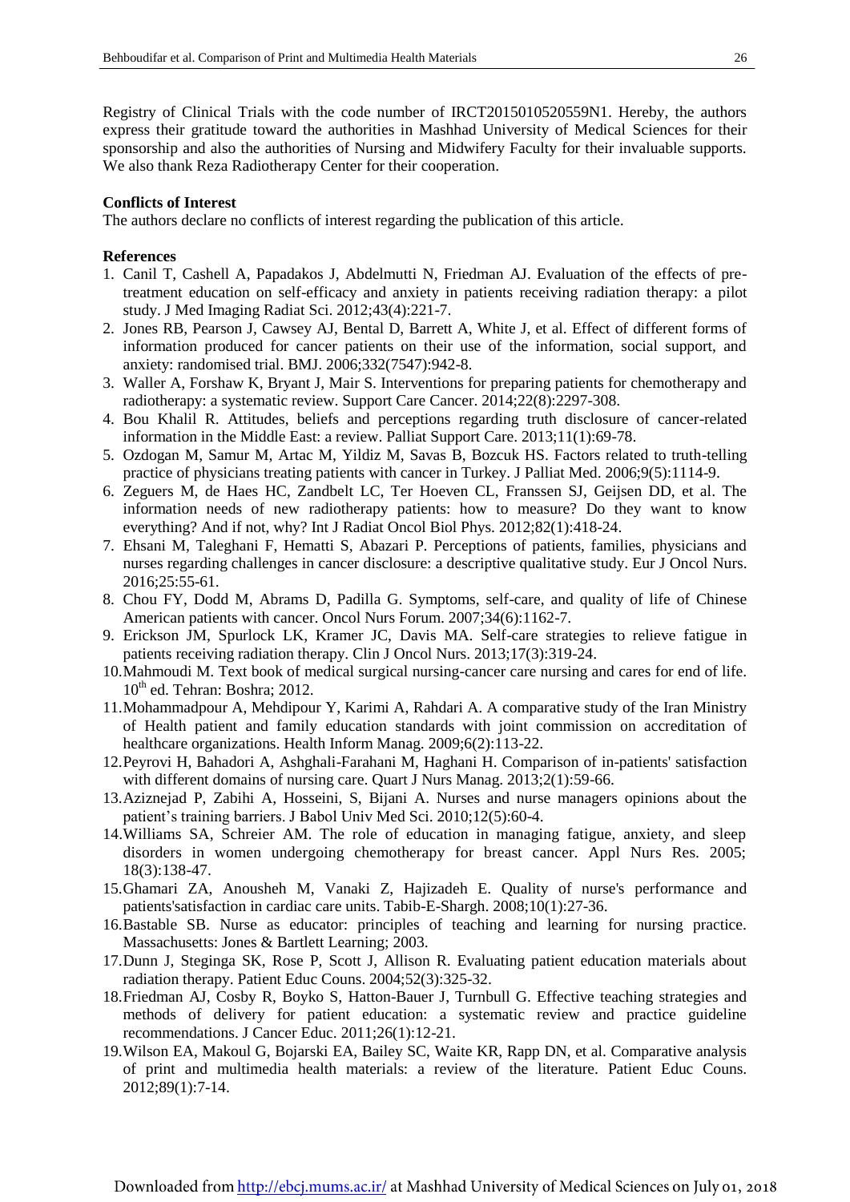Registry of Clinical Trials with the code number of IRCT2015010520559N1. Hereby, the authors express their gratitude toward the authorities in Mashhad University of Medical Sciences for their sponsorship and also the authorities of Nursing and Midwifery Faculty for their invaluable supports. We also thank Reza Radiotherapy Center for their cooperation.

**Conflicts of Interest**

The authors declare no conflicts of interest regarding the publication of this article.

**References**

1. Canil T, Cashell A, Papadakos J, Abdelmutti N, Friedman AJ. Evaluation of the effects of pre-treatment education on self-efficacy and anxiety in patients receiving radiation therapy: a pilot study. J Med Imaging Radiat Sci. 2012;43(4):221-7.
2. Jones RB, Pearson J, Cawsey AJ, Bental D, Barrett A, White J, et al. Effect of different forms of information produced for cancer patients on their use of the information, social support, and anxiety: randomised trial. BMJ. 2006;332(7547):942-8.
3. Waller A, Forshaw K, Bryant J, Mair S. Interventions for preparing patients for chemotherapy and radiotherapy: a systematic review. Support Care Cancer. 2014;22(8):2297-308.
4. Bou Khalil R. Attitudes, beliefs and perceptions regarding truth disclosure of cancer-related information in the Middle East: a review. Palliat Support Care. 2013;11(1):69-78.
5. Ozdogan M, Samur M, Artac M, Yildiz M, Savas B, Bozcuk HS. Factors related to truth-telling practice of physicians treating patients with cancer in Turkey. J Palliat Med. 2006;9(5):1114-9.
6. Zeguers M, de Haes HC, Zandbelt LC, Ter Hoeven CL, Franssen SJ, Geijsen DD, et al. The information needs of new radiotherapy patients: how to measure? Do they want to know everything? And if not, why? Int J Radiat Oncol Biol Phys. 2012;82(1):418-24.
7. Ehsani M, Taleghani F, Hematti S, Abazari P. Perceptions of patients, families, physicians and nurses regarding challenges in cancer disclosure: a descriptive qualitative study. Eur J Oncol Nurs. 2016;25:55-61.
8. Chou FY, Dodd M, Abrams D, Padilla G. Symptoms, self-care, and quality of life of Chinese American patients with cancer. Oncol Nurs Forum. 2007;34(6):1162-7.
9. Erickson JM, Spurlock LK, Kramer JC, Davis MA. Self-care strategies to relieve fatigue in patients receiving radiation therapy. Clin J Oncol Nurs. 2013;17(3):319-24.
10. Mahmoudi M. Text book of medical surgical nursing-cancer care nursing and cares for end of life. 10th ed. Tehran: Boshra; 2012.
11. Mohammadpour A, Mehdipour Y, Karimi A, Rahdari A. A comparative study of the Iran Ministry of Health patient and family education standards with joint commission on accreditation of healthcare organizations. Health Inform Manag. 2009;6(2):113-22.
12. Peyrovi H, Bahadori A, Ashghali-Farahani M, Haghani H. Comparison of in-patients' satisfaction with different domains of nursing care. Quart J Nurs Manag. 2013;2(1):59-66.
13. Aziznejad P, Zabihi A, Hosseini, S, Bijani A. Nurses and nurse managers opinions about the patient's training barriers. J Babol Univ Med Sci. 2010;12(5):60-4.
14. Williams SA, Schreier AM. The role of education in managing fatigue, anxiety, and sleep disorders in women undergoing chemotherapy for breast cancer. Appl Nurs Res. 2005; 18(3):138-47.
15. Ghamari ZA, Anousheh M, Vanaki Z, Hajizadeh E. Quality of nurse's performance and patients'satisfaction in cardiac care units. Tabib-E-Shargh. 2008;10(1):27-36.
16. Bastable SB. Nurse as educator: principles of teaching and learning for nursing practice. Massachusetts: Jones & Bartlett Learning; 2003.
17. Dunn J, Steginga SK, Rose P, Scott J, Allison R. Evaluating patient education materials about radiation therapy. Patient Educ Couns. 2004;52(3):325-32.
18. Friedman AJ, Cosby R, Boyko S, Hatton-Bauer J, Turnbull G. Effective teaching strategies and methods of delivery for patient education: a systematic review and practice guideline recommendations. J Cancer Educ. 2011;26(1):12-21.
19. Wilson EA, Makoul G, Bojarski EA, Bailey SC, Waite KR, Rapp DN, et al. Comparative analysis of print and multimedia health materials: a review of the literature. Patient Educ Couns. 2012;89(1):7-14.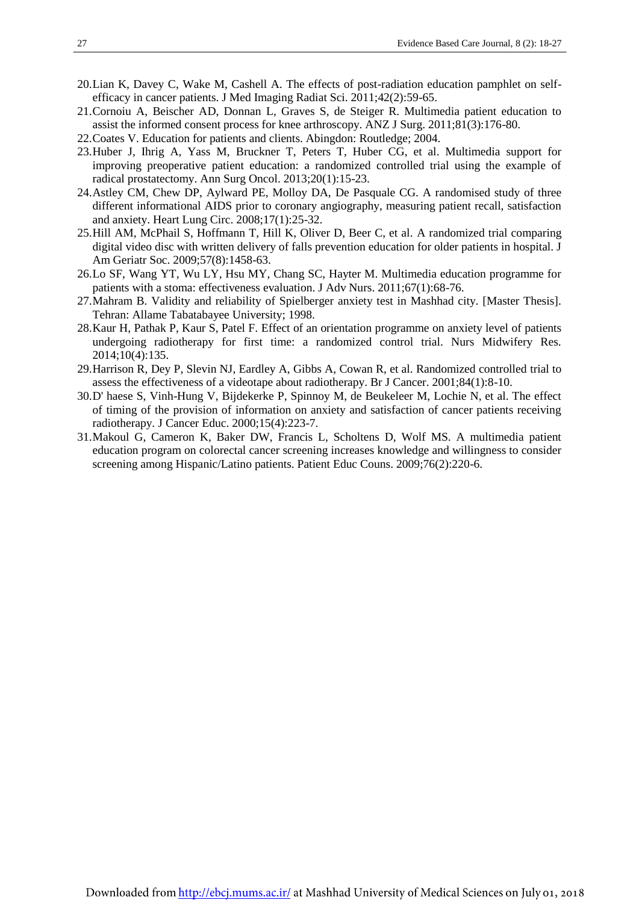20. Lian K, Davey C, Wake M, Cashell A. The effects of post-radiation education pamphlet on self-efficacy in cancer patients. J Med Imaging Radiat Sci. 2011;42(2):59-65.
21. Cornoiu A, Beischer AD, Donnan L, Graves S, de Steiger R. Multimedia patient education to assist the informed consent process for knee arthroscopy. ANZ J Surg. 2011;81(3):176-80.
22. Coates V. Education for patients and clients. Abingdon: Routledge; 2004.
23. Huber J, Ihrig A, Yass M, Bruckner T, Peters T, Huber CG, et al. Multimedia support for improving preoperative patient education: a randomized controlled trial using the example of radical prostatectomy. Ann Surg Oncol. 2013;20(1):15-23.
24. Astley CM, Chew DP, Aylward PE, Molloy DA, De Pasquale CG. A randomised study of three different informational AIDS prior to coronary angiography, measuring patient recall, satisfaction and anxiety. Heart Lung Circ. 2008;17(1):25-32.
25. Hill AM, McPhail S, Hoffmann T, Hill K, Oliver D, Beer C, et al. A randomized trial comparing digital video disc with written delivery of falls prevention education for older patients in hospital. J Am Geriatr Soc. 2009;57(8):1458-63.
26. Lo SF, Wang YT, Wu LY, Hsu MY, Chang SC, Hayter M. Multimedia education programme for patients with a stoma: effectiveness evaluation. J Adv Nurs. 2011;67(1):68-76.
27. Mahram B. Validity and reliability of Spielberger anxiety test in Mashhad city. [Master Thesis]. Tehran: Allame Tabatabayee University; 1998.
28. Kaur H, Pathak P, Kaur S, Patel F. Effect of an orientation programme on anxiety level of patients undergoing radiotherapy for first time: a randomized control trial. Nurs Midwifery Res. 2014;10(4):135.
29. Harrison R, Dey P, Slevin NJ, Eardley A, Gibbs A, Cowan R, et al. Randomized controlled trial to assess the effectiveness of a videotape about radiotherapy. Br J Cancer. 2001;84(1):8-10.
30. D' haese S, Vinh-Hung V, Bijdekerke P, Spinnoy M, de Beukeleer M, Lochie N, et al. The effect of timing of the provision of information on anxiety and satisfaction of cancer patients receiving radiotherapy. J Cancer Educ. 2000;15(4):223-7.
31. Makoul G, Cameron K, Baker DW, Francis L, Scholtens D, Wolf MS. A multimedia patient education program on colorectal cancer screening increases knowledge and willingness to consider screening among Hispanic/Latino patients. Patient Educ Couns. 2009;76(2):220-6.